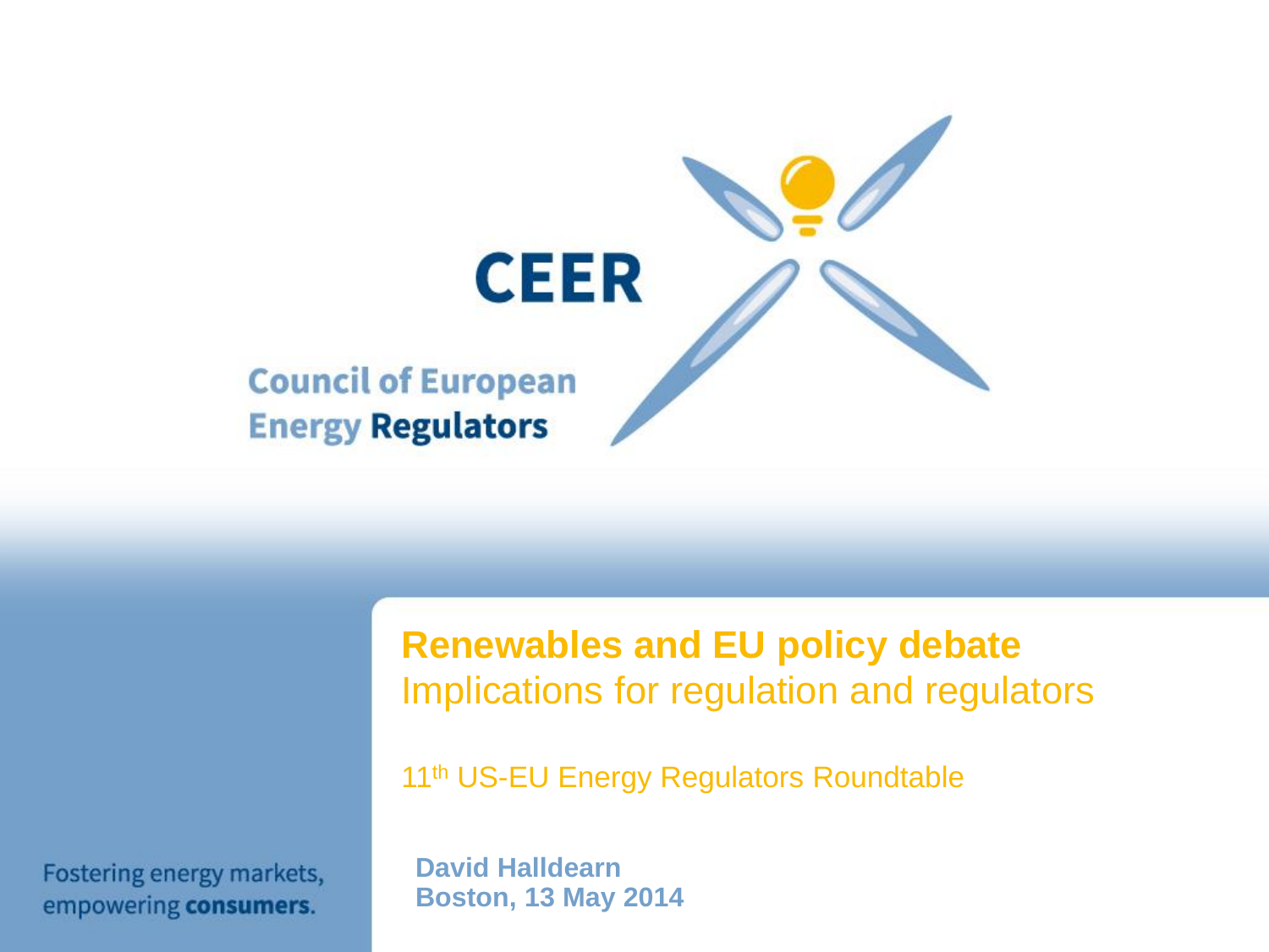CEER

Council of European Energy Regulators

# Renewables and EU policy debate

## Implications for regulation and regulators

11th US-EU Energy Regulators Roundtable

**David Halldearn**
**Boston, 13 May 2014**

Fostering energy markets, empowering **consumers**.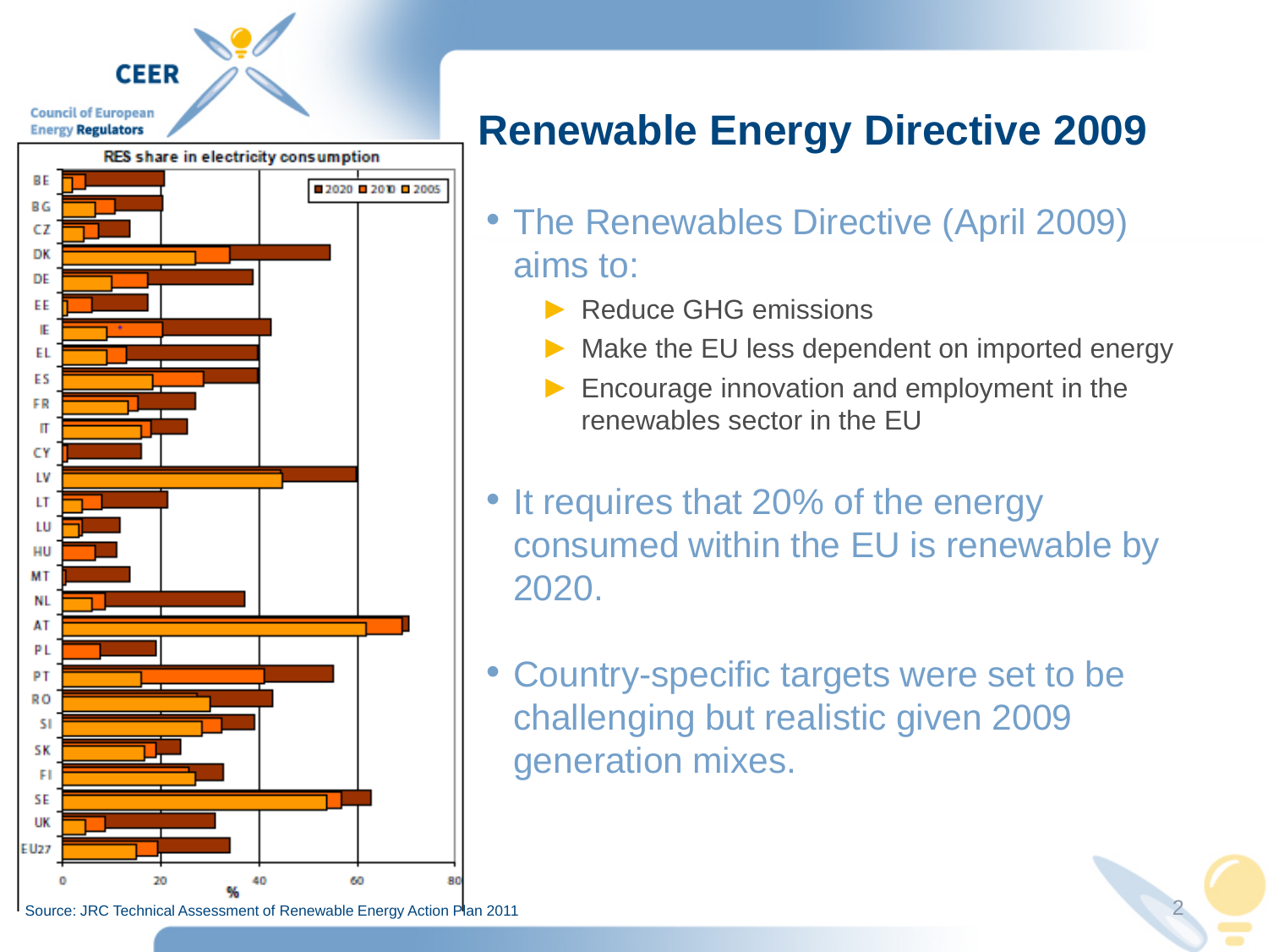# Renewable Energy Directive 2009

RES share in electricity consumption

2020 2010 2005

BE
BG
CZ
DK
DE
EE
IE
EL
ES
FR
IT
CY
LV
LT
LU
HU
MT
NL
AT
PL
PT
RO
SI
SK
FI
SE
UK
EU27

0 20 40 60 80

%

Source: JRC Technical Assessment of Renewable Energy Action Plan 2011

- The Renewables Directive (April 2009) aims to:
  - Reduce GHG emissions
  - Make the EU less dependent on imported energy
  - Encourage innovation and employment in the renewables sector in the EU
- It requires that 20% of the energy consumed within the EU is renewable by 2020.
- Country-specific targets were set to be challenging but realistic given 2009 generation mixes.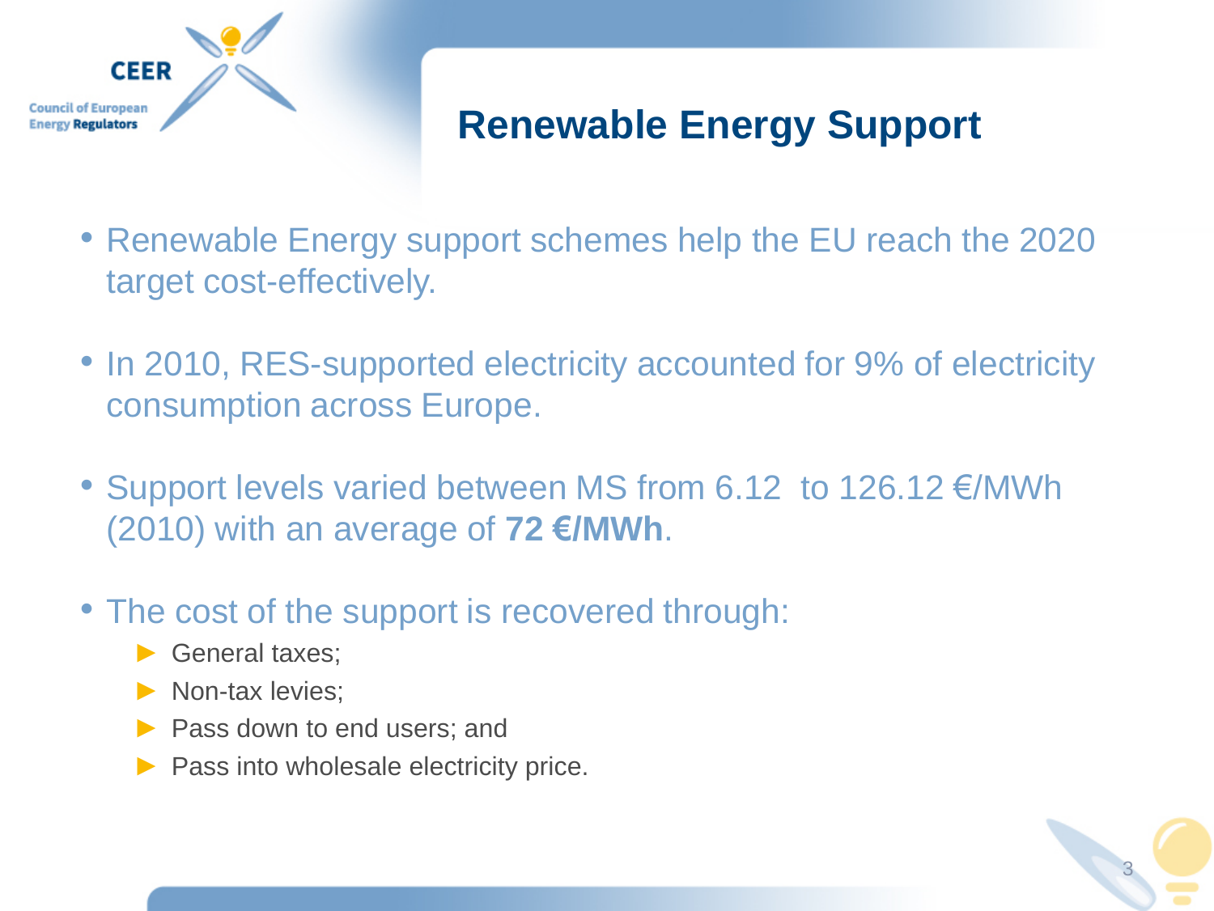# Renewable Energy Support

- Renewable Energy support schemes help the EU reach the 2020 target cost-effectively.
- In 2010, RES-supported electricity accounted for 9% of electricity consumption across Europe.
- Support levels varied between MS from 6.12 to 126.12 €/MWh (2010) with an average of **72 €/MWh**.
- The cost of the support is recovered through:
  - General taxes;
  - Non-tax levies;
  - Pass down to end users; and
  - Pass into wholesale electricity price.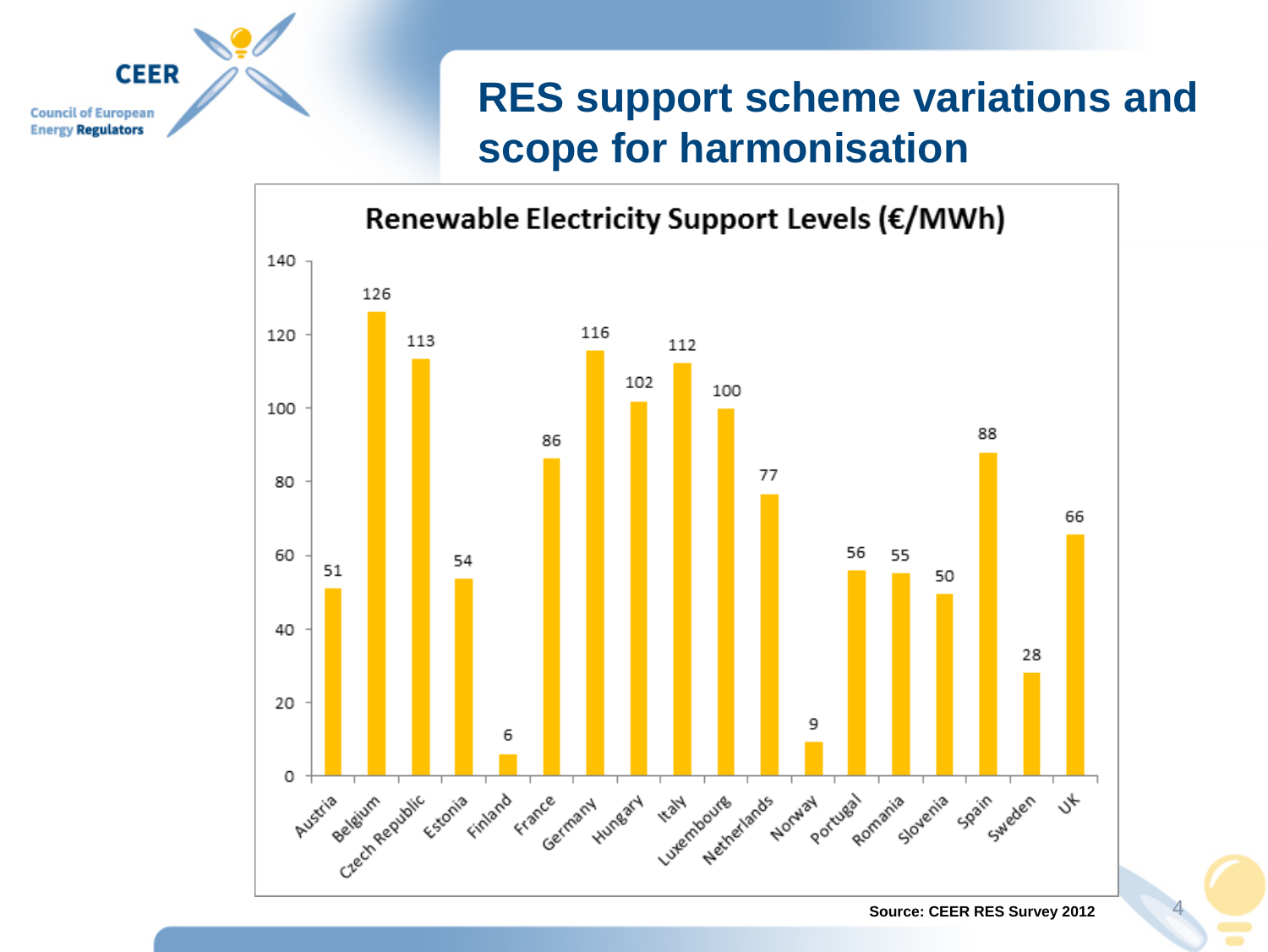CEER

Council of European Energy Regulators

# RES support scheme variations and scope for harmonisation

Renewable Electricity Support Levels (€/MWh)

140
120
100
80
60
40
20
0

51
126
113
54
6
86
116
102
112
100
77
9
56
55
50
88
28
66

Austria
Belgium
Czech Republic
Estonia
Finland
France
Germany
Hungary
Italy
Luxembourg
Netherlands
Norway
Portugal
Romania
Slovenia
Spain
Sweden
UK

**Source: CEER RES Survey 2012**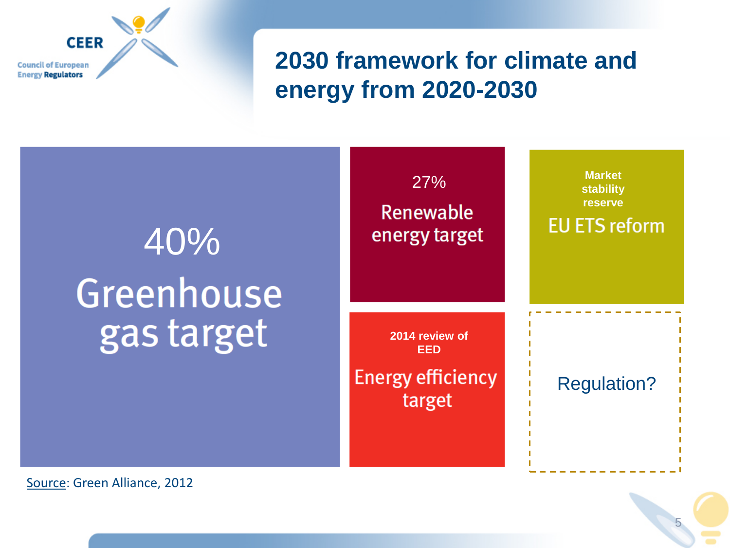# 2030 framework for climate and energy from 2020-2030

40%
Greenhouse gas target

27%
Renewable energy target

Market stability reserve
EU ETS reform

2014 review of EED
Energy efficiency target

Regulation?

Source: Green Alliance, 2012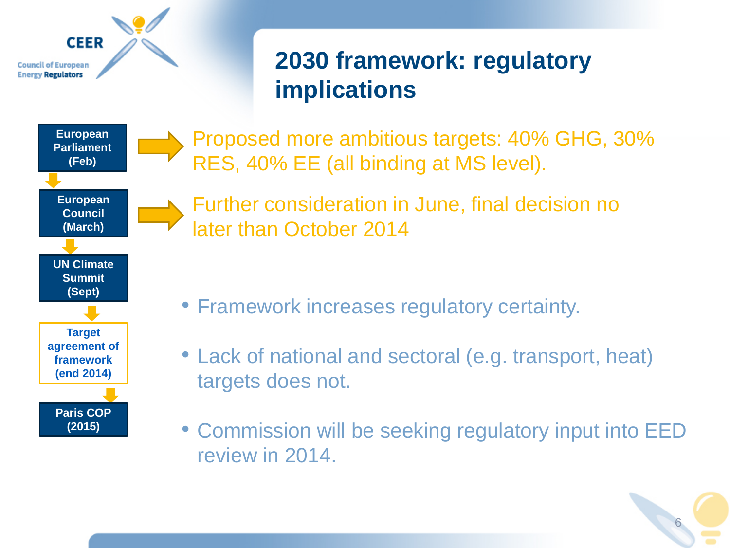# 2030 framework: regulatory implications

**European Parliament (Feb)** → Proposed more ambitious targets: 40% GHG, 30% RES, 40% EE (all binding at MS level).

**European Council (March)** → Further consideration in June, final decision no later than October 2014

**UN Climate Summit (Sept)**

**Target agreement of framework (end 2014)**

**Paris COP (2015)**

- Framework increases regulatory certainty.
- Lack of national and sectoral (e.g. transport, heat) targets does not.
- Commission will be seeking regulatory input into EED review in 2014.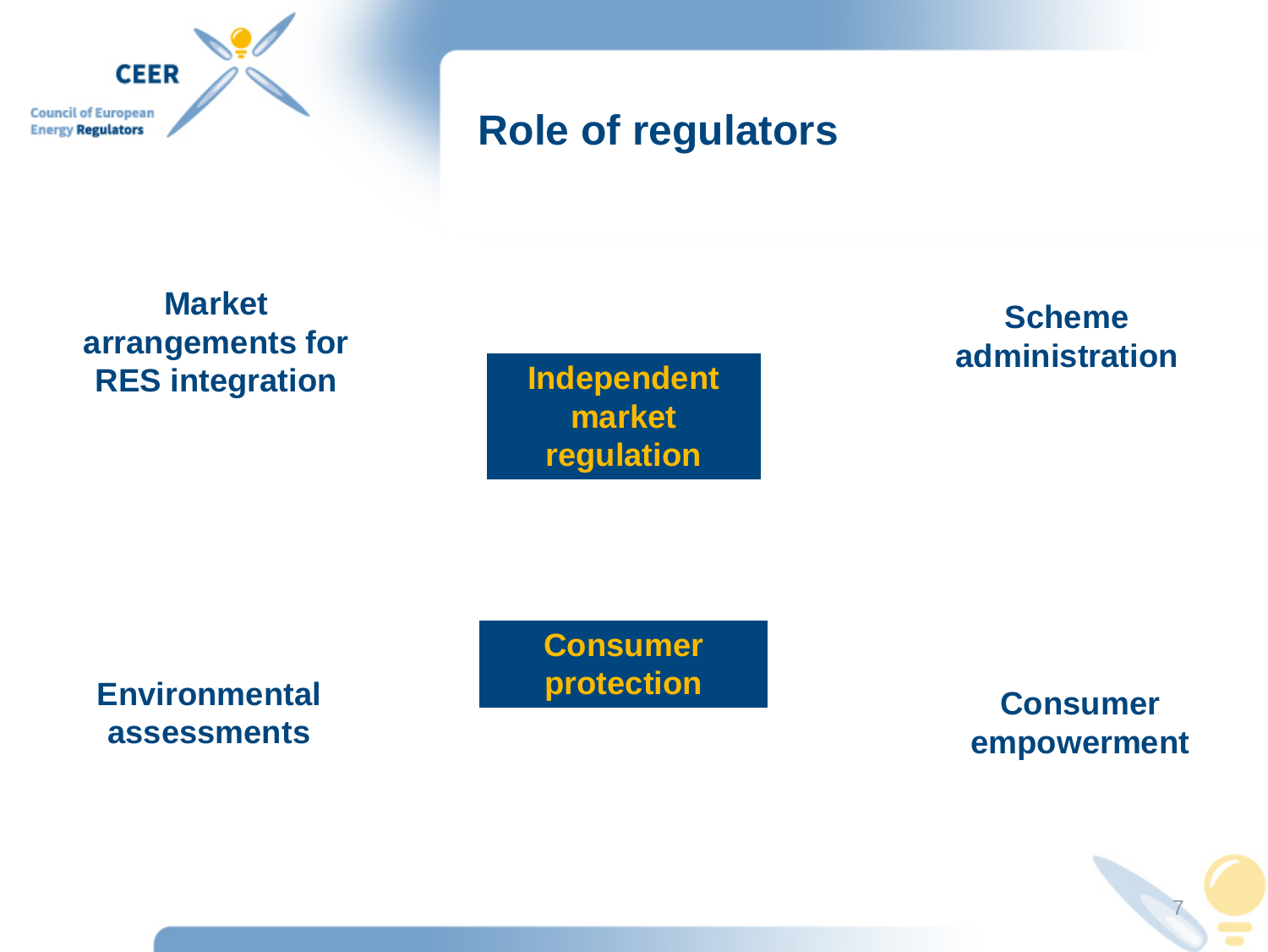# Role of regulators

**Market arrangements for RES integration**

**Independent market regulation**

**Scheme administration**

**Environmental assessments**

**Consumer protection**

**Consumer empowerment**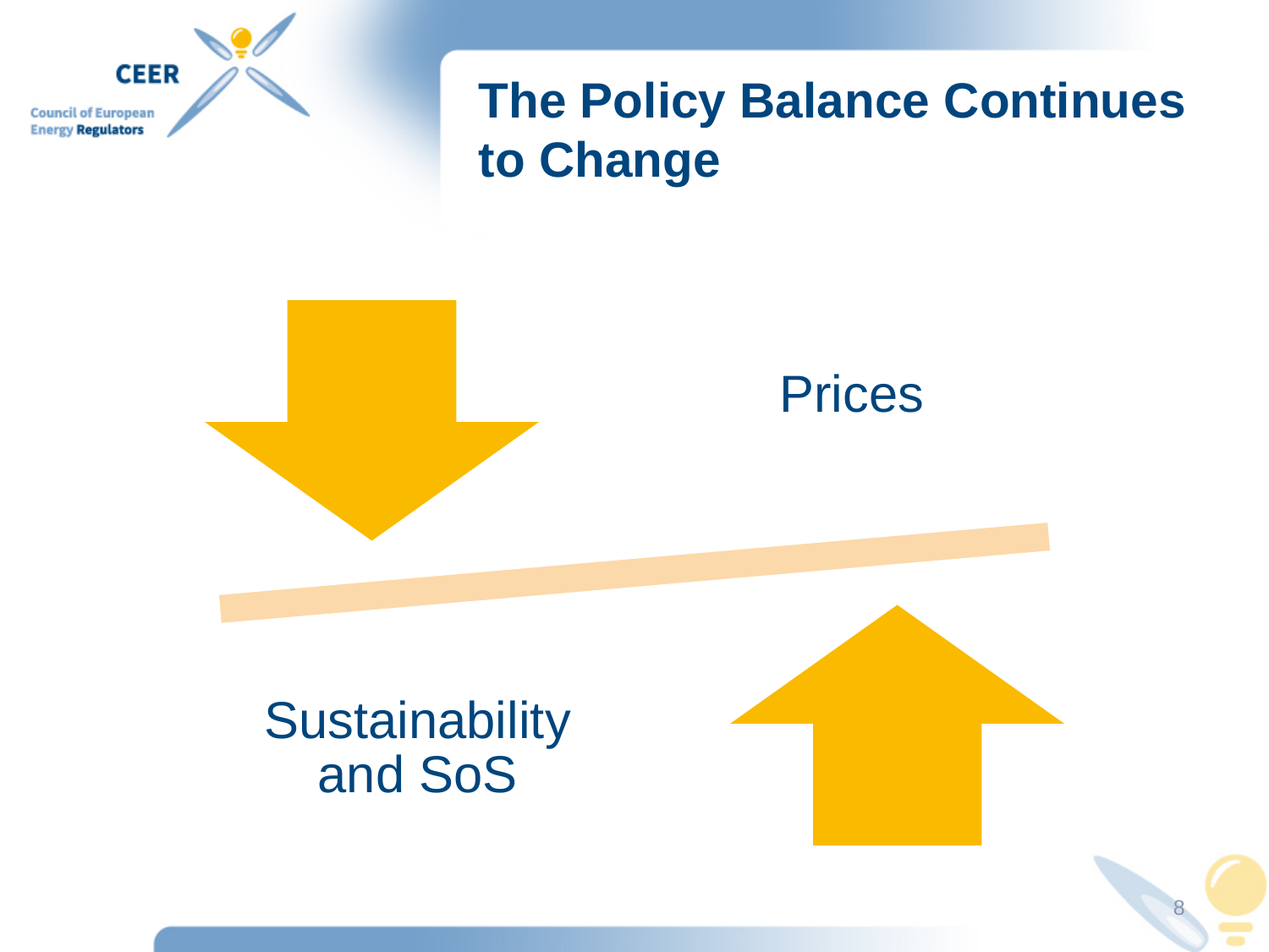# The Policy Balance Continues to Change

Prices

Sustainability and SoS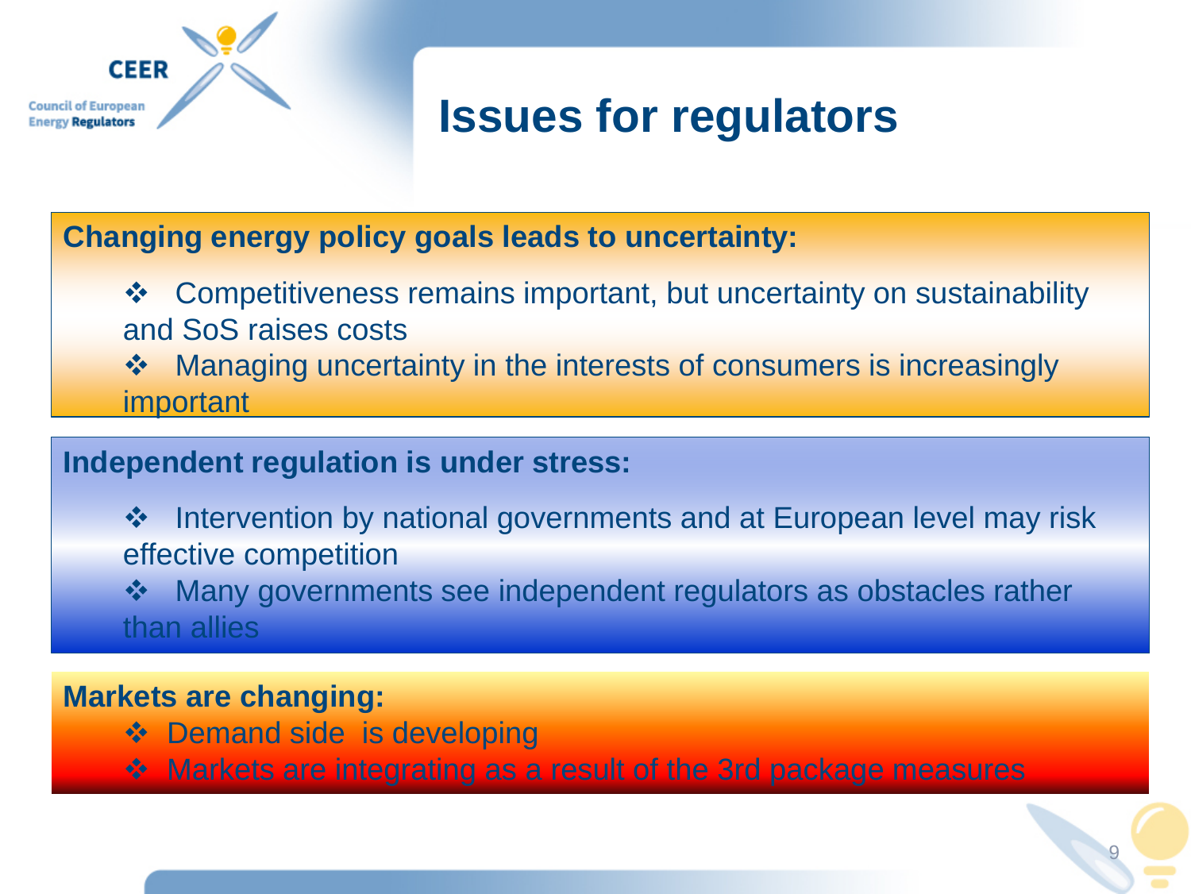# Issues for regulators

**Changing energy policy goals leads to uncertainty:**

- Competitiveness remains important, but uncertainty on sustainability and SoS raises costs
- Managing uncertainty in the interests of consumers is increasingly important

**Independent regulation is under stress:**

- Intervention by national governments and at European level may risk effective competition
- Many governments see independent regulators as obstacles rather than allies

**Markets are changing:**

- Demand side is developing
- Markets are integrating as a result of the 3rd package measures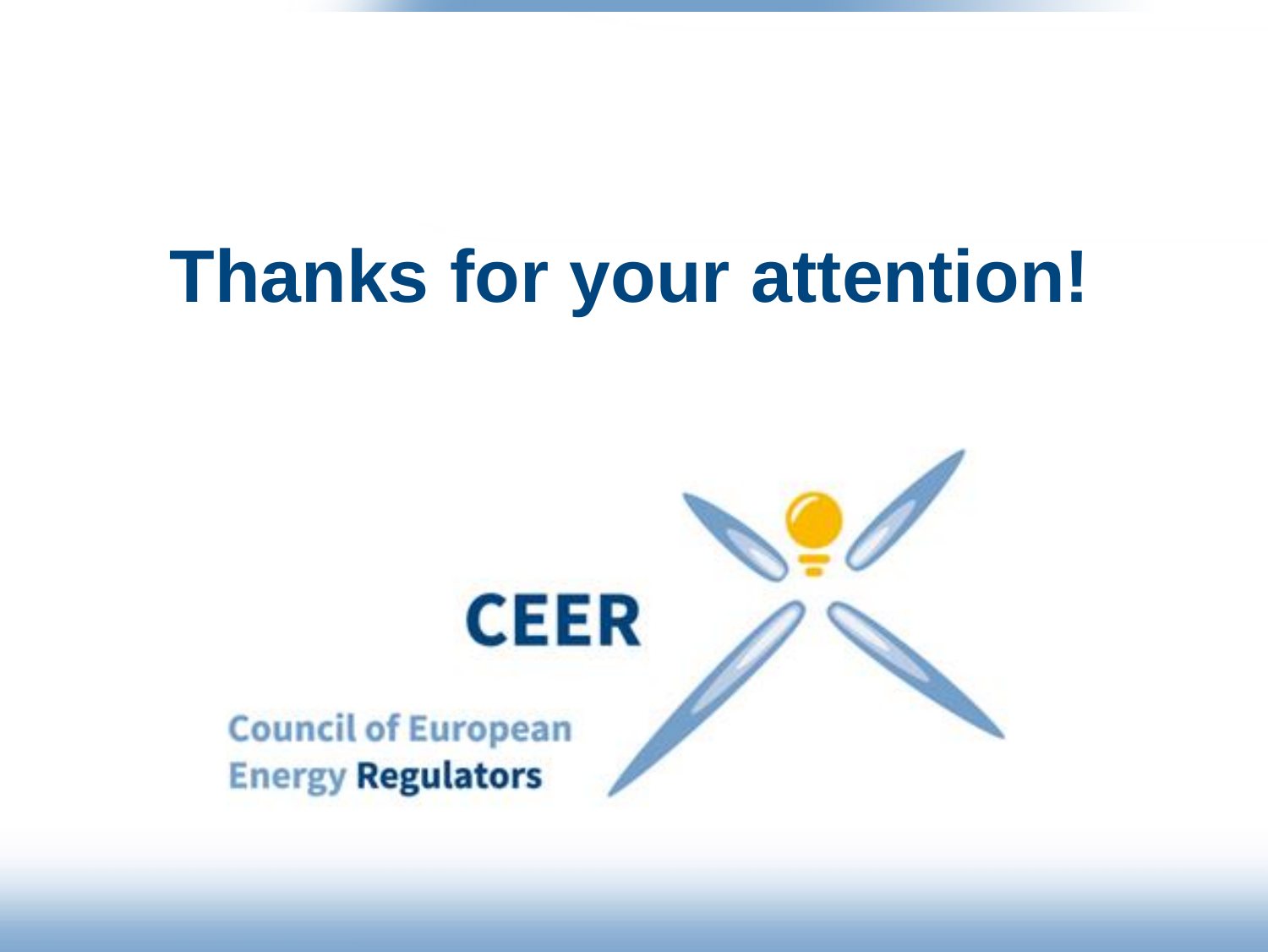# Thanks for your attention!

CEER

Council of European Energy Regulators